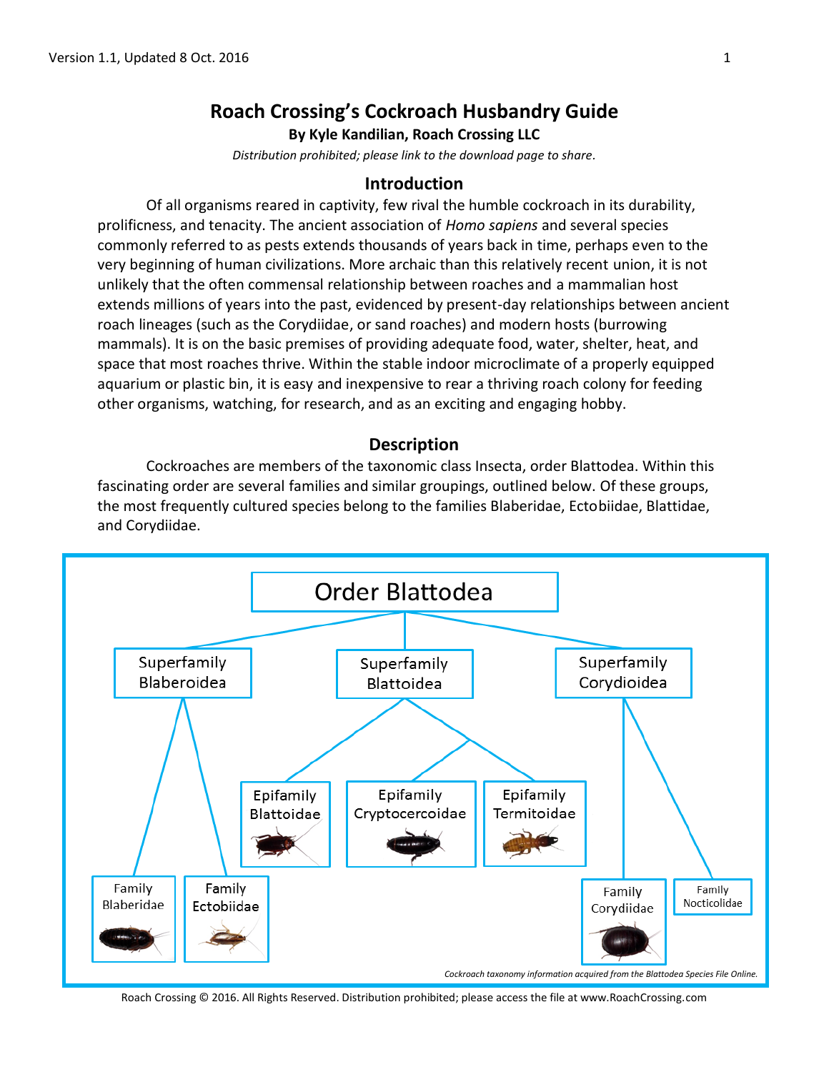# Roach Crossing's Cockroach Husbandry Guide

**By Kyle Kandilian, Roach Crossing LLC**

*Distribution prohibited; please link to the download page to share.*

## Introduction

Of all organisms reared in captivity, few rival the humble cockroach in its durability, prolificness, and tenacity. The ancient association of *Homo sapiens* and several species commonly referred to as pests extends thousands of years back in time, perhaps even to the very beginning of human civilizations. More archaic than this relatively recent union, it is not unlikely that the often commensal relationship between roaches and a mammalian host extends millions of years into the past, evidenced by present-day relationships between ancient roach lineages (such as the Corydiidae, or sand roaches) and modern hosts (burrowing mammals). It is on the basic premises of providing adequate food, water, shelter, heat, and space that most roaches thrive. Within the stable indoor microclimate of a properly equipped aquarium or plastic bin, it is easy and inexpensive to rear a thriving roach colony for feeding other organisms, watching, for research, and as an exciting and engaging hobby.

## Description

Cockroaches are members of the taxonomic class Insecta, order Blattodea. Within this fascinating order are several families and similar groupings, outlined below. Of these groups, the most frequently cultured species belong to the families Blaberidae, Ectobiidae, Blattidae, and Corydiidae.

Order Blattodea

Superfamily Blaberoidea

Family Blaberidae

Family Ectobiidae

Superfamily Blattoidea

Epifamily Blattoidae

Epifamily Cryptocercoidae

Epifamily Termitoidae

Superfamily Corydioidea

Family Corydiidae

Family Nocticolidae

*Cockroach taxonomy information acquired from the Blattodea Species File Online.*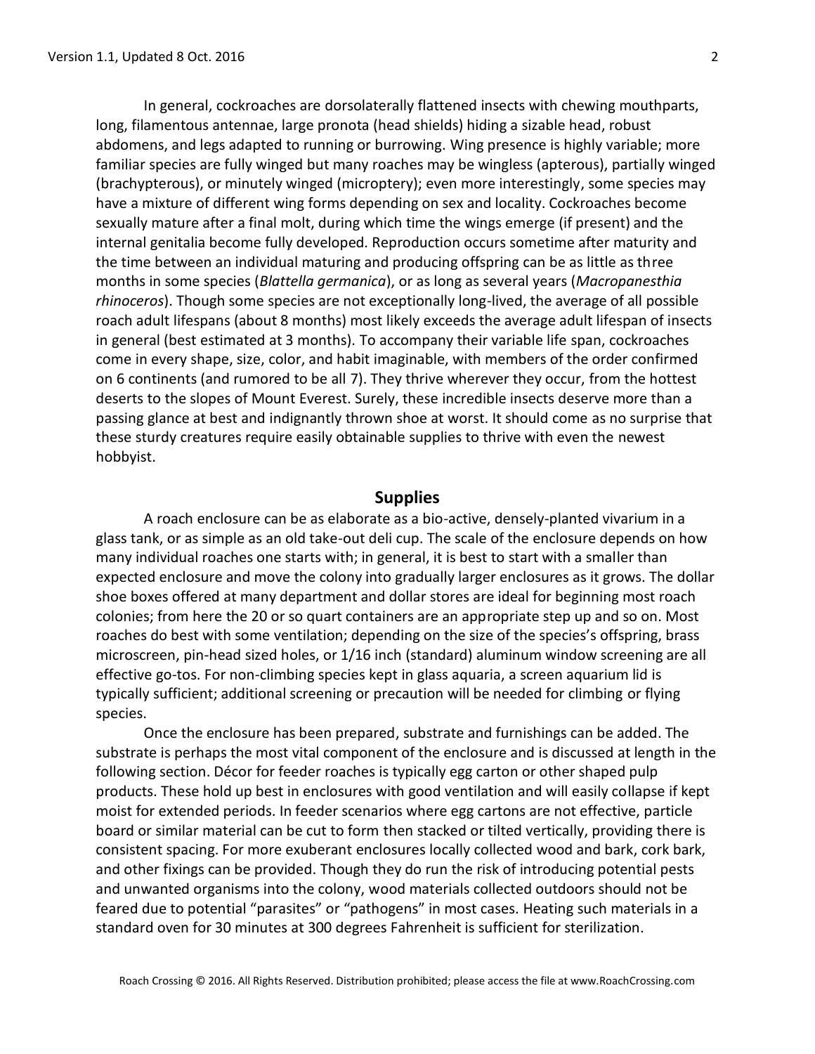In general, cockroaches are dorsolaterally flattened insects with chewing mouthparts, long, filamentous antennae, large pronota (head shields) hiding a sizable head, robust abdomens, and legs adapted to running or burrowing. Wing presence is highly variable; more familiar species are fully winged but many roaches may be wingless (apterous), partially winged (brachypterous), or minutely winged (microptery); even more interestingly, some species may have a mixture of different wing forms depending on sex and locality. Cockroaches become sexually mature after a final molt, during which time the wings emerge (if present) and the internal genitalia become fully developed. Reproduction occurs sometime after maturity and the time between an individual maturing and producing offspring can be as little as three months in some species (*Blattella germanica*), or as long as several years (*Macropanesthia rhinoceros*). Though some species are not exceptionally long-lived, the average of all possible roach adult lifespans (about 8 months) most likely exceeds the average adult lifespan of insects in general (best estimated at 3 months). To accompany their variable life span, cockroaches come in every shape, size, color, and habit imaginable, with members of the order confirmed on 6 continents (and rumored to be all 7). They thrive wherever they occur, from the hottest deserts to the slopes of Mount Everest. Surely, these incredible insects deserve more than a passing glance at best and indignantly thrown shoe at worst. It should come as no surprise that these sturdy creatures require easily obtainable supplies to thrive with even the newest hobbyist.

## Supplies

A roach enclosure can be as elaborate as a bio-active, densely-planted vivarium in a glass tank, or as simple as an old take-out deli cup. The scale of the enclosure depends on how many individual roaches one starts with; in general, it is best to start with a smaller than expected enclosure and move the colony into gradually larger enclosures as it grows. The dollar shoe boxes offered at many department and dollar stores are ideal for beginning most roach colonies; from here the 20 or so quart containers are an appropriate step up and so on. Most roaches do best with some ventilation; depending on the size of the species's offspring, brass microscreen, pin-head sized holes, or 1/16 inch (standard) aluminum window screening are all effective go-tos. For non-climbing species kept in glass aquaria, a screen aquarium lid is typically sufficient; additional screening or precaution will be needed for climbing or flying species.

Once the enclosure has been prepared, substrate and furnishings can be added. The substrate is perhaps the most vital component of the enclosure and is discussed at length in the following section. Décor for feeder roaches is typically egg carton or other shaped pulp products. These hold up best in enclosures with good ventilation and will easily collapse if kept moist for extended periods. In feeder scenarios where egg cartons are not effective, particle board or similar material can be cut to form then stacked or tilted vertically, providing there is consistent spacing. For more exuberant enclosures locally collected wood and bark, cork bark, and other fixings can be provided. Though they do run the risk of introducing potential pests and unwanted organisms into the colony, wood materials collected outdoors should not be feared due to potential "parasites" or "pathogens" in most cases. Heating such materials in a standard oven for 30 minutes at 300 degrees Fahrenheit is sufficient for sterilization.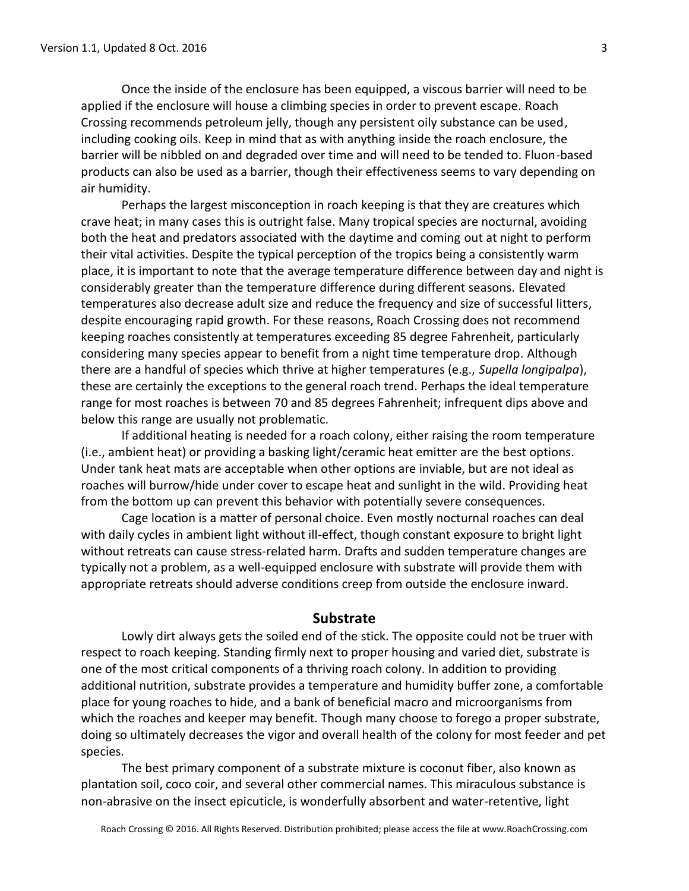Once the inside of the enclosure has been equipped, a viscous barrier will need to be applied if the enclosure will house a climbing species in order to prevent escape. Roach Crossing recommends petroleum jelly, though any persistent oily substance can be used, including cooking oils. Keep in mind that as with anything inside the roach enclosure, the barrier will be nibbled on and degraded over time and will need to be tended to. Fluon-based products can also be used as a barrier, though their effectiveness seems to vary depending on air humidity.

Perhaps the largest misconception in roach keeping is that they are creatures which crave heat; in many cases this is outright false. Many tropical species are nocturnal, avoiding both the heat and predators associated with the daytime and coming out at night to perform their vital activities. Despite the typical perception of the tropics being a consistently warm place, it is important to note that the average temperature difference between day and night is considerably greater than the temperature difference during different seasons. Elevated temperatures also decrease adult size and reduce the frequency and size of successful litters, despite encouraging rapid growth. For these reasons, Roach Crossing does not recommend keeping roaches consistently at temperatures exceeding 85 degree Fahrenheit, particularly considering many species appear to benefit from a night time temperature drop. Although there are a handful of species which thrive at higher temperatures (e.g., *Supella longipalpa*), these are certainly the exceptions to the general roach trend. Perhaps the ideal temperature range for most roaches is between 70 and 85 degrees Fahrenheit; infrequent dips above and below this range are usually not problematic.

If additional heating is needed for a roach colony, either raising the room temperature (i.e., ambient heat) or providing a basking light/ceramic heat emitter are the best options. Under tank heat mats are acceptable when other options are inviable, but are not ideal as roaches will burrow/hide under cover to escape heat and sunlight in the wild. Providing heat from the bottom up can prevent this behavior with potentially severe consequences.

Cage location is a matter of personal choice. Even mostly nocturnal roaches can deal with daily cycles in ambient light without ill-effect, though constant exposure to bright light without retreats can cause stress-related harm. Drafts and sudden temperature changes are typically not a problem, as a well-equipped enclosure with substrate will provide them with appropriate retreats should adverse conditions creep from outside the enclosure inward.

## Substrate

Lowly dirt always gets the soiled end of the stick. The opposite could not be truer with respect to roach keeping. Standing firmly next to proper housing and varied diet, substrate is one of the most critical components of a thriving roach colony. In addition to providing additional nutrition, substrate provides a temperature and humidity buffer zone, a comfortable place for young roaches to hide, and a bank of beneficial macro and microorganisms from which the roaches and keeper may benefit. Though many choose to forego a proper substrate, doing so ultimately decreases the vigor and overall health of the colony for most feeder and pet species.

The best primary component of a substrate mixture is coconut fiber, also known as plantation soil, coco coir, and several other commercial names. This miraculous substance is non-abrasive on the insect epicuticle, is wonderfully absorbent and water-retentive, light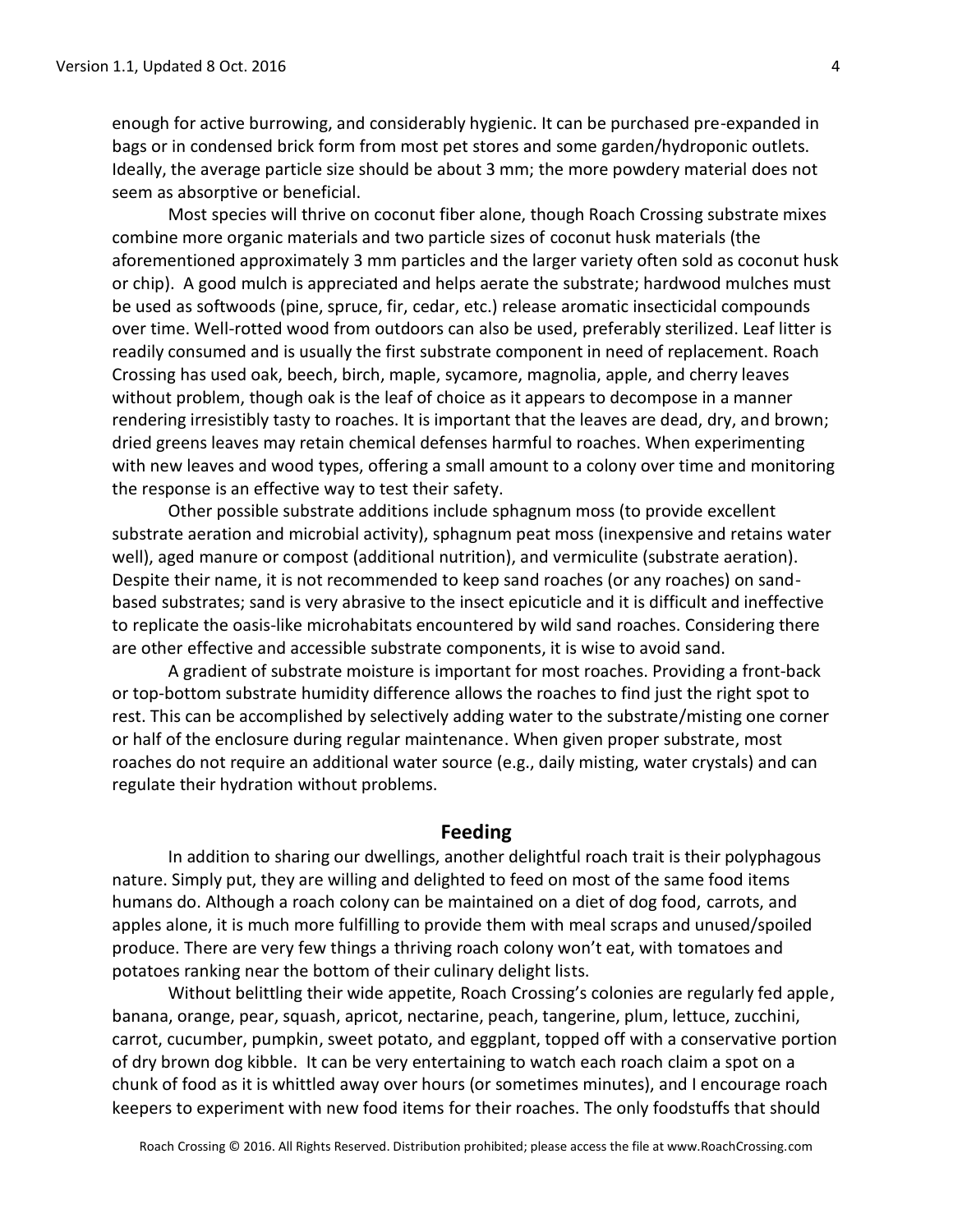enough for active burrowing, and considerably hygienic. It can be purchased pre-expanded in bags or in condensed brick form from most pet stores and some garden/hydroponic outlets. Ideally, the average particle size should be about 3 mm; the more powdery material does not seem as absorptive or beneficial.

Most species will thrive on coconut fiber alone, though Roach Crossing substrate mixes combine more organic materials and two particle sizes of coconut husk materials (the aforementioned approximately 3 mm particles and the larger variety often sold as coconut husk or chip). A good mulch is appreciated and helps aerate the substrate; hardwood mulches must be used as softwoods (pine, spruce, fir, cedar, etc.) release aromatic insecticidal compounds over time. Well-rotted wood from outdoors can also be used, preferably sterilized. Leaf litter is readily consumed and is usually the first substrate component in need of replacement. Roach Crossing has used oak, beech, birch, maple, sycamore, magnolia, apple, and cherry leaves without problem, though oak is the leaf of choice as it appears to decompose in a manner rendering irresistibly tasty to roaches. It is important that the leaves are dead, dry, and brown; dried greens leaves may retain chemical defenses harmful to roaches. When experimenting with new leaves and wood types, offering a small amount to a colony over time and monitoring the response is an effective way to test their safety.

Other possible substrate additions include sphagnum moss (to provide excellent substrate aeration and microbial activity), sphagnum peat moss (inexpensive and retains water well), aged manure or compost (additional nutrition), and vermiculite (substrate aeration). Despite their name, it is not recommended to keep sand roaches (or any roaches) on sand-based substrates; sand is very abrasive to the insect epicuticle and it is difficult and ineffective to replicate the oasis-like microhabitats encountered by wild sand roaches. Considering there are other effective and accessible substrate components, it is wise to avoid sand.

A gradient of substrate moisture is important for most roaches. Providing a front-back or top-bottom substrate humidity difference allows the roaches to find just the right spot to rest. This can be accomplished by selectively adding water to the substrate/misting one corner or half of the enclosure during regular maintenance. When given proper substrate, most roaches do not require an additional water source (e.g., daily misting, water crystals) and can regulate their hydration without problems.

## Feeding

In addition to sharing our dwellings, another delightful roach trait is their polyphagous nature. Simply put, they are willing and delighted to feed on most of the same food items humans do. Although a roach colony can be maintained on a diet of dog food, carrots, and apples alone, it is much more fulfilling to provide them with meal scraps and unused/spoiled produce. There are very few things a thriving roach colony won't eat, with tomatoes and potatoes ranking near the bottom of their culinary delight lists.

Without belittling their wide appetite, Roach Crossing's colonies are regularly fed apple, banana, orange, pear, squash, apricot, nectarine, peach, tangerine, plum, lettuce, zucchini, carrot, cucumber, pumpkin, sweet potato, and eggplant, topped off with a conservative portion of dry brown dog kibble. It can be very entertaining to watch each roach claim a spot on a chunk of food as it is whittled away over hours (or sometimes minutes), and I encourage roach keepers to experiment with new food items for their roaches. The only foodstuffs that should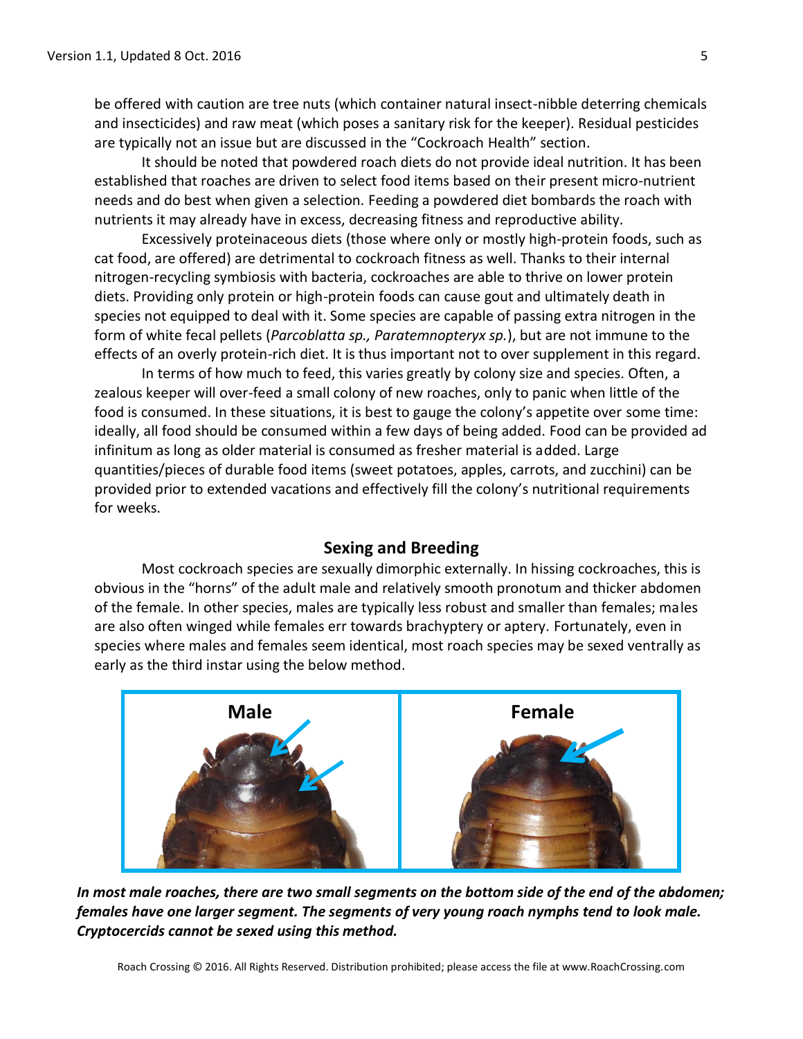be offered with caution are tree nuts (which container natural insect-nibble deterring chemicals and insecticides) and raw meat (which poses a sanitary risk for the keeper). Residual pesticides are typically not an issue but are discussed in the "Cockroach Health" section.

It should be noted that powdered roach diets do not provide ideal nutrition. It has been established that roaches are driven to select food items based on their present micro-nutrient needs and do best when given a selection. Feeding a powdered diet bombards the roach with nutrients it may already have in excess, decreasing fitness and reproductive ability.

Excessively proteinaceous diets (those where only or mostly high-protein foods, such as cat food, are offered) are detrimental to cockroach fitness as well. Thanks to their internal nitrogen-recycling symbiosis with bacteria, cockroaches are able to thrive on lower protein diets. Providing only protein or high-protein foods can cause gout and ultimately death in species not equipped to deal with it. Some species are capable of passing extra nitrogen in the form of white fecal pellets (*Parcoblatta sp., Paratemnopteryx sp.*), but are not immune to the effects of an overly protein-rich diet. It is thus important not to over supplement in this regard.

In terms of how much to feed, this varies greatly by colony size and species. Often, a zealous keeper will over-feed a small colony of new roaches, only to panic when little of the food is consumed. In these situations, it is best to gauge the colony's appetite over some time: ideally, all food should be consumed within a few days of being added. Food can be provided ad infinitum as long as older material is consumed as fresher material is added. Large quantities/pieces of durable food items (sweet potatoes, apples, carrots, and zucchini) can be provided prior to extended vacations and effectively fill the colony's nutritional requirements for weeks.

## Sexing and Breeding

Most cockroach species are sexually dimorphic externally. In hissing cockroaches, this is obvious in the "horns" of the adult male and relatively smooth pronotum and thicker abdomen of the female. In other species, males are typically less robust and smaller than females; males are also often winged while females err towards brachyptery or aptery. Fortunately, even in species where males and females seem identical, most roach species may be sexed ventrally as early as the third instar using the below method.

Male | Female

***In most male roaches, there are two small segments on the bottom side of the end of the abdomen; females have one larger segment. The segments of very young roach nymphs tend to look male. Cryptocercids cannot be sexed using this method.***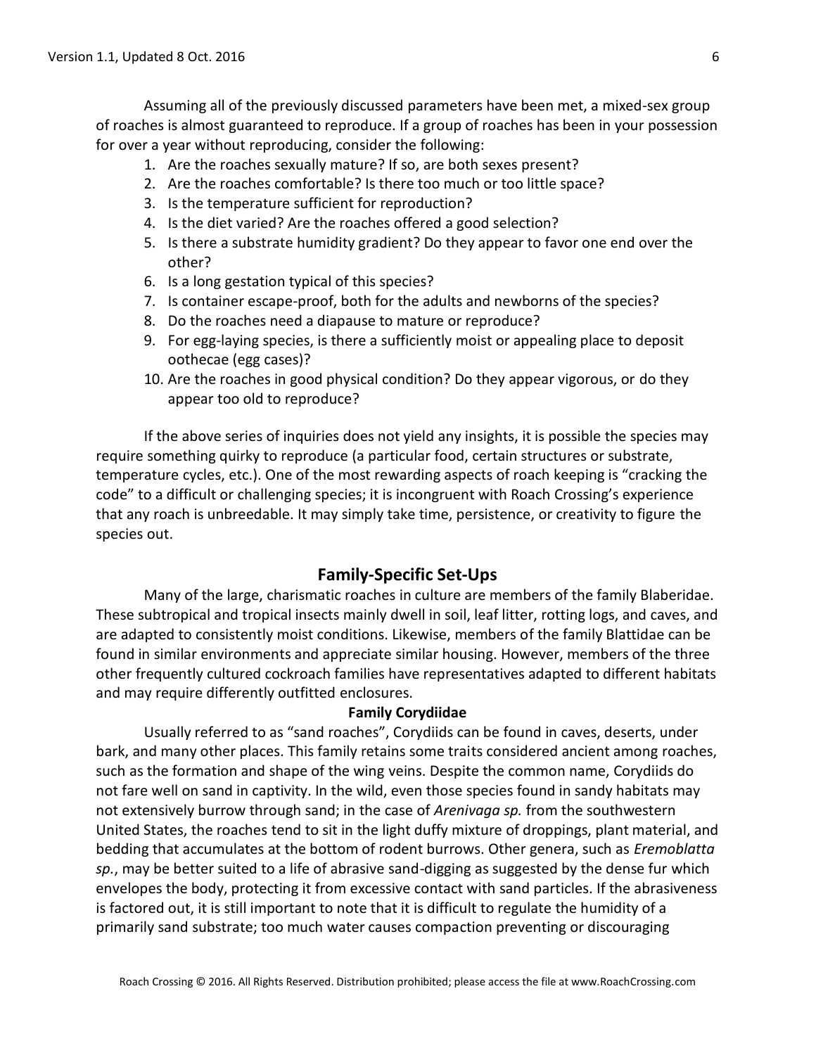Assuming all of the previously discussed parameters have been met, a mixed-sex group of roaches is almost guaranteed to reproduce. If a group of roaches has been in your possession for over a year without reproducing, consider the following:

1. Are the roaches sexually mature? If so, are both sexes present?
2. Are the roaches comfortable? Is there too much or too little space?
3. Is the temperature sufficient for reproduction?
4. Is the diet varied? Are the roaches offered a good selection?
5. Is there a substrate humidity gradient? Do they appear to favor one end over the other?
6. Is a long gestation typical of this species?
7. Is container escape-proof, both for the adults and newborns of the species?
8. Do the roaches need a diapause to mature or reproduce?
9. For egg-laying species, is there a sufficiently moist or appealing place to deposit oothecae (egg cases)?
10. Are the roaches in good physical condition? Do they appear vigorous, or do they appear too old to reproduce?

If the above series of inquiries does not yield any insights, it is possible the species may require something quirky to reproduce (a particular food, certain structures or substrate, temperature cycles, etc.). One of the most rewarding aspects of roach keeping is "cracking the code" to a difficult or challenging species; it is incongruent with Roach Crossing's experience that any roach is unbreedable. It may simply take time, persistence, or creativity to figure the species out.

## Family-Specific Set-Ups

Many of the large, charismatic roaches in culture are members of the family Blaberidae. These subtropical and tropical insects mainly dwell in soil, leaf litter, rotting logs, and caves, and are adapted to consistently moist conditions. Likewise, members of the family Blattidae can be found in similar environments and appreciate similar housing. However, members of the three other frequently cultured cockroach families have representatives adapted to different habitats and may require differently outfitted enclosures.

### Family Corydiidae

Usually referred to as "sand roaches", Corydiids can be found in caves, deserts, under bark, and many other places. This family retains some traits considered ancient among roaches, such as the formation and shape of the wing veins. Despite the common name, Corydiids do not fare well on sand in captivity. In the wild, even those species found in sandy habitats may not extensively burrow through sand; in the case of *Arenivaga sp.* from the southwestern United States, the roaches tend to sit in the light duffy mixture of droppings, plant material, and bedding that accumulates at the bottom of rodent burrows. Other genera, such as *Eremoblatta sp.*, may be better suited to a life of abrasive sand-digging as suggested by the dense fur which envelopes the body, protecting it from excessive contact with sand particles. If the abrasiveness is factored out, it is still important to note that it is difficult to regulate the humidity of a primarily sand substrate; too much water causes compaction preventing or discouraging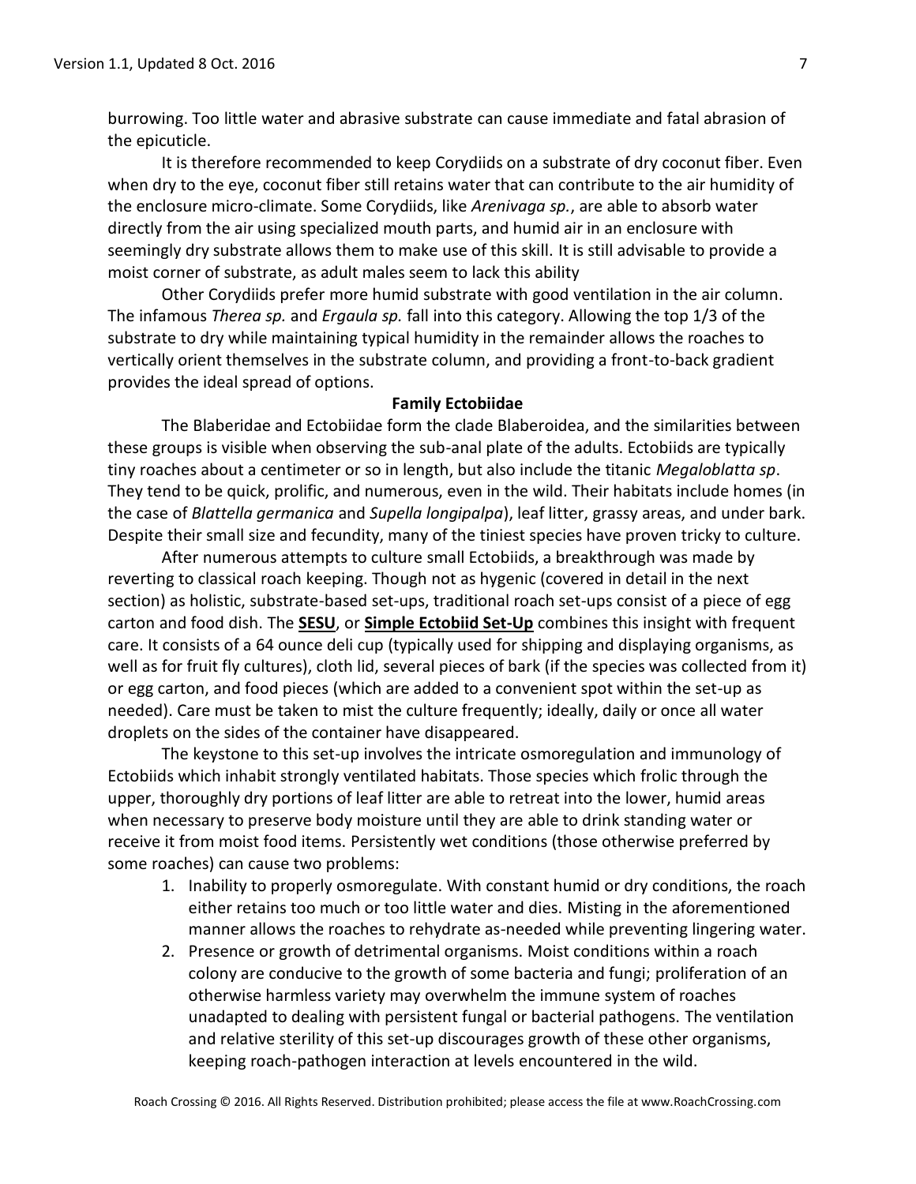burrowing. Too little water and abrasive substrate can cause immediate and fatal abrasion of the epicuticle.

It is therefore recommended to keep Corydiids on a substrate of dry coconut fiber. Even when dry to the eye, coconut fiber still retains water that can contribute to the air humidity of the enclosure micro-climate. Some Corydiids, like *Arenivaga sp.*, are able to absorb water directly from the air using specialized mouth parts, and humid air in an enclosure with seemingly dry substrate allows them to make use of this skill. It is still advisable to provide a moist corner of substrate, as adult males seem to lack this ability

Other Corydiids prefer more humid substrate with good ventilation in the air column. The infamous *Therea sp.* and *Ergaula sp.* fall into this category. Allowing the top 1/3 of the substrate to dry while maintaining typical humidity in the remainder allows the roaches to vertically orient themselves in the substrate column, and providing a front-to-back gradient provides the ideal spread of options.

### Family Ectobiidae

The Blaberidae and Ectobiidae form the clade Blaberoidea, and the similarities between these groups is visible when observing the sub-anal plate of the adults. Ectobiids are typically tiny roaches about a centimeter or so in length, but also include the titanic *Megaloblatta sp*. They tend to be quick, prolific, and numerous, even in the wild. Their habitats include homes (in the case of *Blattella germanica* and *Supella longipalpa*), leaf litter, grassy areas, and under bark. Despite their small size and fecundity, many of the tiniest species have proven tricky to culture.

After numerous attempts to culture small Ectobiids, a breakthrough was made by reverting to classical roach keeping. Though not as hygenic (covered in detail in the next section) as holistic, substrate-based set-ups, traditional roach set-ups consist of a piece of egg carton and food dish. The **SESU**, or **Simple Ectobiid Set-Up** combines this insight with frequent care. It consists of a 64 ounce deli cup (typically used for shipping and displaying organisms, as well as for fruit fly cultures), cloth lid, several pieces of bark (if the species was collected from it) or egg carton, and food pieces (which are added to a convenient spot within the set-up as needed). Care must be taken to mist the culture frequently; ideally, daily or once all water droplets on the sides of the container have disappeared.

The keystone to this set-up involves the intricate osmoregulation and immunology of Ectobiids which inhabit strongly ventilated habitats. Those species which frolic through the upper, thoroughly dry portions of leaf litter are able to retreat into the lower, humid areas when necessary to preserve body moisture until they are able to drink standing water or receive it from moist food items. Persistently wet conditions (those otherwise preferred by some roaches) can cause two problems:

1. Inability to properly osmoregulate. With constant humid or dry conditions, the roach either retains too much or too little water and dies. Misting in the aforementioned manner allows the roaches to rehydrate as-needed while preventing lingering water.
2. Presence or growth of detrimental organisms. Moist conditions within a roach colony are conducive to the growth of some bacteria and fungi; proliferation of an otherwise harmless variety may overwhelm the immune system of roaches unadapted to dealing with persistent fungal or bacterial pathogens. The ventilation and relative sterility of this set-up discourages growth of these other organisms, keeping roach-pathogen interaction at levels encountered in the wild.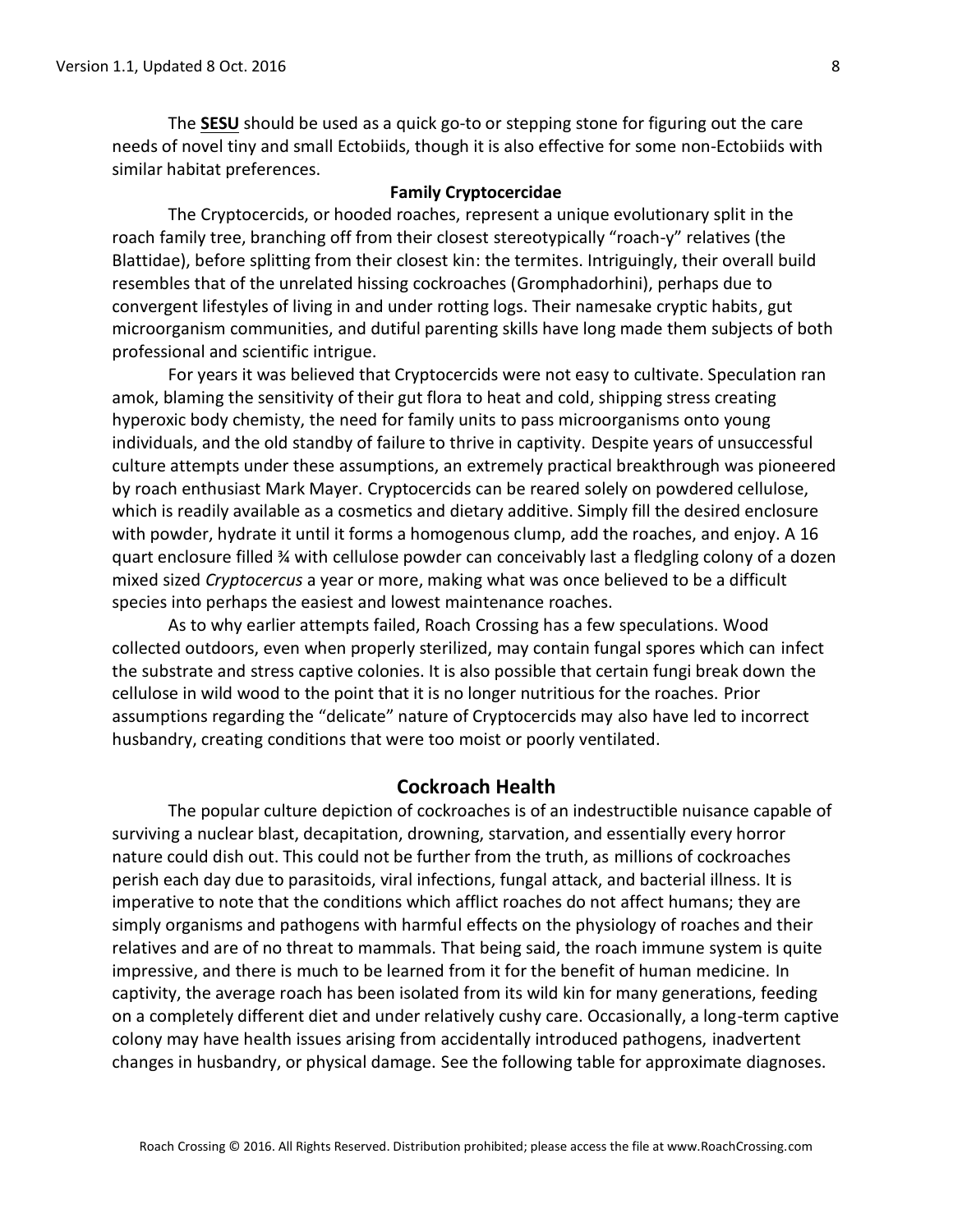The **SESU** should be used as a quick go-to or stepping stone for figuring out the care needs of novel tiny and small Ectobiids, though it is also effective for some non-Ectobiids with similar habitat preferences.

### Family Cryptocercidae

The Cryptocercids, or hooded roaches, represent a unique evolutionary split in the roach family tree, branching off from their closest stereotypically "roach-y" relatives (the Blattidae), before splitting from their closest kin: the termites. Intriguingly, their overall build resembles that of the unrelated hissing cockroaches (Gromphadorhini), perhaps due to convergent lifestyles of living in and under rotting logs. Their namesake cryptic habits, gut microorganism communities, and dutiful parenting skills have long made them subjects of both professional and scientific intrigue.

For years it was believed that Cryptocercids were not easy to cultivate. Speculation ran amok, blaming the sensitivity of their gut flora to heat and cold, shipping stress creating hyperoxic body chemisty, the need for family units to pass microorganisms onto young individuals, and the old standby of failure to thrive in captivity. Despite years of unsuccessful culture attempts under these assumptions, an extremely practical breakthrough was pioneered by roach enthusiast Mark Mayer. Cryptocercids can be reared solely on powdered cellulose, which is readily available as a cosmetics and dietary additive. Simply fill the desired enclosure with powder, hydrate it until it forms a homogenous clump, add the roaches, and enjoy. A 16 quart enclosure filled ¾ with cellulose powder can conceivably last a fledgling colony of a dozen mixed sized *Cryptocercus* a year or more, making what was once believed to be a difficult species into perhaps the easiest and lowest maintenance roaches.

As to why earlier attempts failed, Roach Crossing has a few speculations. Wood collected outdoors, even when properly sterilized, may contain fungal spores which can infect the substrate and stress captive colonies. It is also possible that certain fungi break down the cellulose in wild wood to the point that it is no longer nutritious for the roaches. Prior assumptions regarding the "delicate" nature of Cryptocercids may also have led to incorrect husbandry, creating conditions that were too moist or poorly ventilated.

## Cockroach Health

The popular culture depiction of cockroaches is of an indestructible nuisance capable of surviving a nuclear blast, decapitation, drowning, starvation, and essentially every horror nature could dish out. This could not be further from the truth, as millions of cockroaches perish each day due to parasitoids, viral infections, fungal attack, and bacterial illness. It is imperative to note that the conditions which afflict roaches do not affect humans; they are simply organisms and pathogens with harmful effects on the physiology of roaches and their relatives and are of no threat to mammals. That being said, the roach immune system is quite impressive, and there is much to be learned from it for the benefit of human medicine. In captivity, the average roach has been isolated from its wild kin for many generations, feeding on a completely different diet and under relatively cushy care. Occasionally, a long-term captive colony may have health issues arising from accidentally introduced pathogens, inadvertent changes in husbandry, or physical damage. See the following table for approximate diagnoses.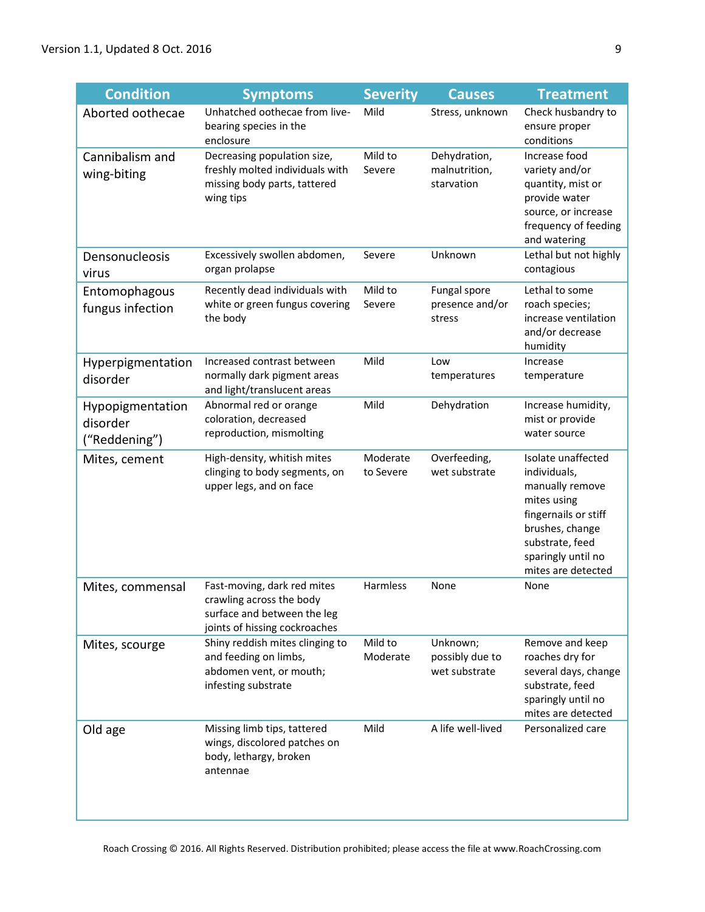| Condition | Symptoms | Severity | Causes | Treatment |
|---|---|---|---|---|
| Aborted oothecae | Unhatched oothecae from live-bearing species in the enclosure | Mild | Stress, unknown | Check husbandry to ensure proper conditions |
| Cannibalism and wing-biting | Decreasing population size, freshly molted individuals with missing body parts, tattered wing tips | Mild to Severe | Dehydration, malnutrition, starvation | Increase food variety and/or quantity, mist or provide water source, or increase frequency of feeding and watering |
| Densonucleosis virus | Excessively swollen abdomen, organ prolapse | Severe | Unknown | Lethal but not highly contagious |
| Entomophagous fungus infection | Recently dead individuals with white or green fungus covering the body | Mild to Severe | Fungal spore presence and/or stress | Lethal to some roach species; increase ventilation and/or decrease humidity |
| Hyperpigmentation disorder | Increased contrast between normally dark pigment areas and light/translucent areas | Mild | Low temperatures | Increase temperature |
| Hypopigmentation disorder ("Reddening") | Abnormal red or orange coloration, decreased reproduction, mismolting | Mild | Dehydration | Increase humidity, mist or provide water source |
| Mites, cement | High-density, whitish mites clinging to body segments, on upper legs, and on face | Moderate to Severe | Overfeeding, wet substrate | Isolate unaffected individuals, manually remove mites using fingernails or stiff brushes, change substrate, feed sparingly until no mites are detected |
| Mites, commensal | Fast-moving, dark red mites crawling across the body surface and between the leg joints of hissing cockroaches | Harmless | None | None |
| Mites, scourge | Shiny reddish mites clinging to and feeding on limbs, abdomen vent, or mouth; infesting substrate | Mild to Moderate | Unknown; possibly due to wet substrate | Remove and keep roaches dry for several days, change substrate, feed sparingly until no mites are detected |
| Old age | Missing limb tips, tattered wings, discolored patches on body, lethargy, broken antennae | Mild | A life well-lived | Personalized care |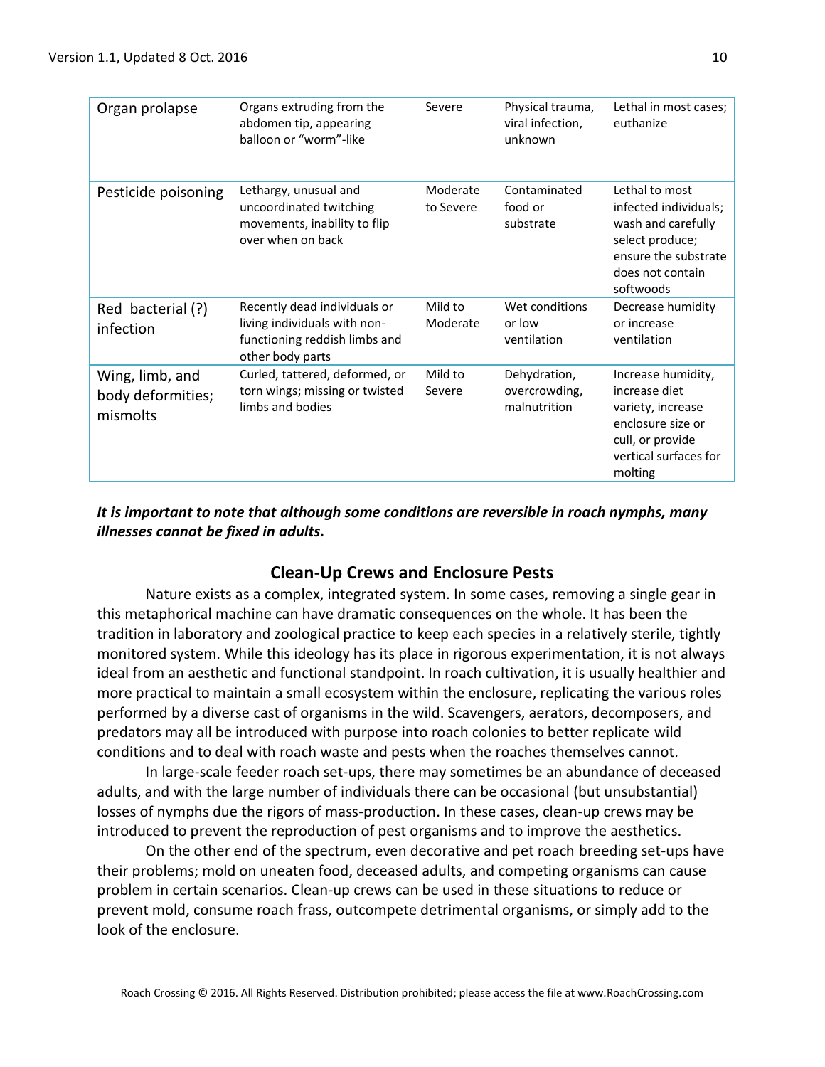| | | | | |
|---|---|---|---|---|
| Organ prolapse | Organs extruding from the abdomen tip, appearing balloon or "worm"-like | Severe | Physical trauma, viral infection, unknown | Lethal in most cases; euthanize |
| Pesticide poisoning | Lethargy, unusual and uncoordinated twitching movements, inability to flip over when on back | Moderate to Severe | Contaminated food or substrate | Lethal to most infected individuals; wash and carefully select produce; ensure the substrate does not contain softwoods |
| Red bacterial (?) infection | Recently dead individuals or living individuals with non-functioning reddish limbs and other body parts | Mild to Moderate | Wet conditions or low ventilation | Decrease humidity or increase ventilation |
| Wing, limb, and body deformities; mismolts | Curled, tattered, deformed, or torn wings; missing or twisted limbs and bodies | Mild to Severe | Dehydration, overcrowding, malnutrition | Increase humidity, increase diet variety, increase enclosure size or cull, or provide vertical surfaces for molting |

***It is important to note that although some conditions are reversible in roach nymphs, many illnesses cannot be fixed in adults.***

## Clean-Up Crews and Enclosure Pests

Nature exists as a complex, integrated system. In some cases, removing a single gear in this metaphorical machine can have dramatic consequences on the whole. It has been the tradition in laboratory and zoological practice to keep each species in a relatively sterile, tightly monitored system. While this ideology has its place in rigorous experimentation, it is not always ideal from an aesthetic and functional standpoint. In roach cultivation, it is usually healthier and more practical to maintain a small ecosystem within the enclosure, replicating the various roles performed by a diverse cast of organisms in the wild. Scavengers, aerators, decomposers, and predators may all be introduced with purpose into roach colonies to better replicate wild conditions and to deal with roach waste and pests when the roaches themselves cannot.

In large-scale feeder roach set-ups, there may sometimes be an abundance of deceased adults, and with the large number of individuals there can be occasional (but unsubstantial) losses of nymphs due the rigors of mass-production. In these cases, clean-up crews may be introduced to prevent the reproduction of pest organisms and to improve the aesthetics.

On the other end of the spectrum, even decorative and pet roach breeding set-ups have their problems; mold on uneaten food, deceased adults, and competing organisms can cause problem in certain scenarios. Clean-up crews can be used in these situations to reduce or prevent mold, consume roach frass, outcompete detrimental organisms, or simply add to the look of the enclosure.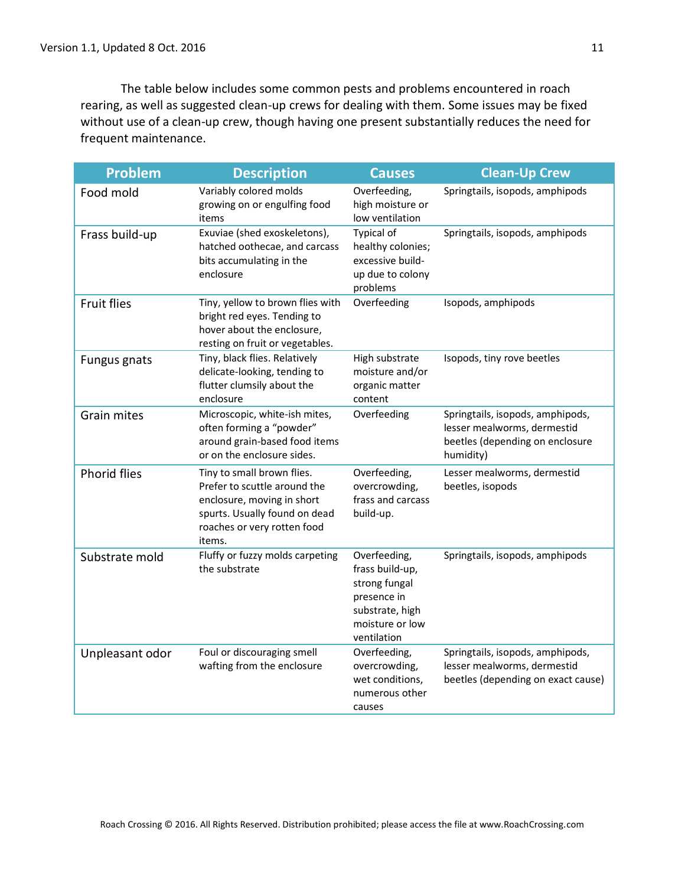The table below includes some common pests and problems encountered in roach rearing, as well as suggested clean-up crews for dealing with them. Some issues may be fixed without use of a clean-up crew, though having one present substantially reduces the need for frequent maintenance.

| Problem | Description | Causes | Clean-Up Crew |
|---|---|---|---|
| Food mold | Variably colored molds growing on or engulfing food items | Overfeeding, high moisture or low ventilation | Springtails, isopods, amphipods |
| Frass build-up | Exuviae (shed exoskeletons), hatched oothecae, and carcass bits accumulating in the enclosure | Typical of healthy colonies; excessive build-up due to colony problems | Springtails, isopods, amphipods |
| Fruit flies | Tiny, yellow to brown flies with bright red eyes. Tending to hover about the enclosure, resting on fruit or vegetables. | Overfeeding | Isopods, amphipods |
| Fungus gnats | Tiny, black flies. Relatively delicate-looking, tending to flutter clumsily about the enclosure | High substrate moisture and/or organic matter content | Isopods, tiny rove beetles |
| Grain mites | Microscopic, white-ish mites, often forming a "powder" around grain-based food items or on the enclosure sides. | Overfeeding | Springtails, isopods, amphipods, lesser mealworms, dermestid beetles (depending on enclosure humidity) |
| Phorid flies | Tiny to small brown flies. Prefer to scuttle around the enclosure, moving in short spurts. Usually found on dead roaches or very rotten food items. | Overfeeding, overcrowding, frass and carcass build-up. | Lesser mealworms, dermestid beetles, isopods |
| Substrate mold | Fluffy or fuzzy molds carpeting the substrate | Overfeeding, frass build-up, strong fungal presence in substrate, high moisture or low ventilation | Springtails, isopods, amphipods |
| Unpleasant odor | Foul or discouraging smell wafting from the enclosure | Overfeeding, overcrowding, wet conditions, numerous other causes | Springtails, isopods, amphipods, lesser mealworms, dermestid beetles (depending on exact cause) |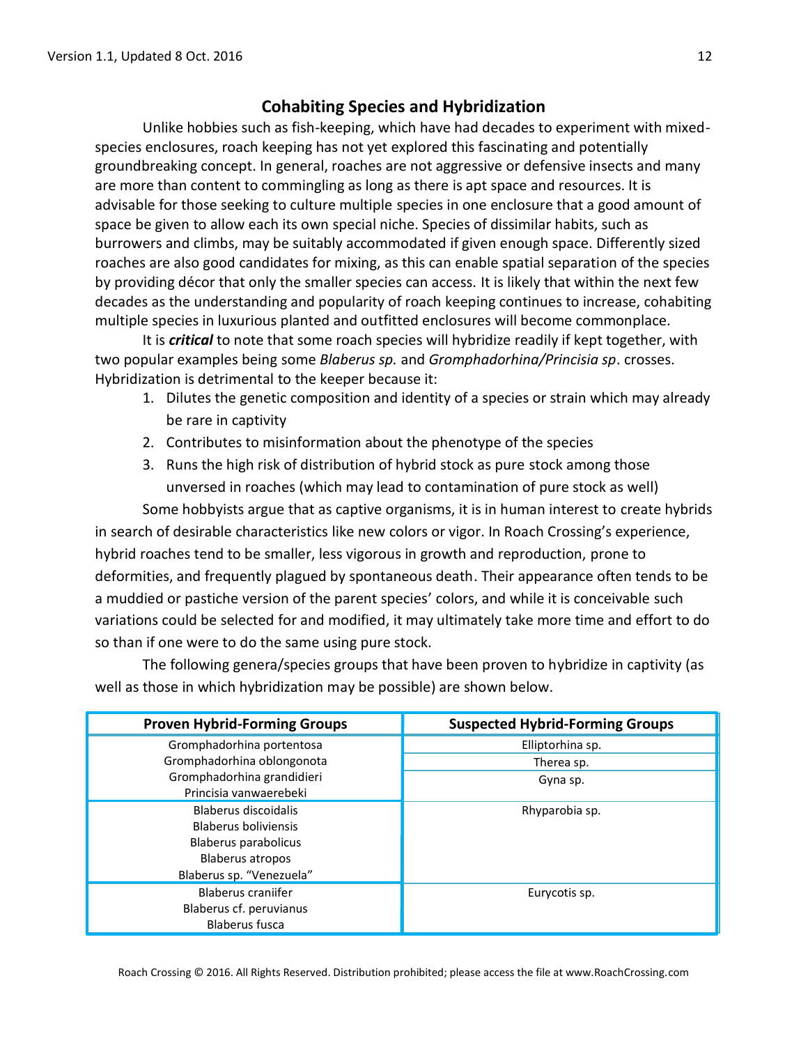## Cohabiting Species and Hybridization

Unlike hobbies such as fish-keeping, which have had decades to experiment with mixed-species enclosures, roach keeping has not yet explored this fascinating and potentially groundbreaking concept. In general, roaches are not aggressive or defensive insects and many are more than content to commingling as long as there is apt space and resources. It is advisable for those seeking to culture multiple species in one enclosure that a good amount of space be given to allow each its own special niche. Species of dissimilar habits, such as burrowers and climbs, may be suitably accommodated if given enough space. Differently sized roaches are also good candidates for mixing, as this can enable spatial separation of the species by providing décor that only the smaller species can access. It is likely that within the next few decades as the understanding and popularity of roach keeping continues to increase, cohabiting multiple species in luxurious planted and outfitted enclosures will become commonplace.

It is ***critical*** to note that some roach species will hybridize readily if kept together, with two popular examples being some *Blaberus sp.* and *Gromphadorhina/Princisia sp*. crosses. Hybridization is detrimental to the keeper because it:

1. Dilutes the genetic composition and identity of a species or strain which may already be rare in captivity
2. Contributes to misinformation about the phenotype of the species
3. Runs the high risk of distribution of hybrid stock as pure stock among those unversed in roaches (which may lead to contamination of pure stock as well)

Some hobbyists argue that as captive organisms, it is in human interest to create hybrids in search of desirable characteristics like new colors or vigor. In Roach Crossing's experience, hybrid roaches tend to be smaller, less vigorous in growth and reproduction, prone to deformities, and frequently plagued by spontaneous death. Their appearance often tends to be a muddied or pastiche version of the parent species' colors, and while it is conceivable such variations could be selected for and modified, it may ultimately take more time and effort to do so than if one were to do the same using pure stock.

The following genera/species groups that have been proven to hybridize in captivity (as well as those in which hybridization may be possible) are shown below.

| Proven Hybrid-Forming Groups | Suspected Hybrid-Forming Groups |
|---|---|
| Gromphadorhina portentosa<br>Gromphadorhina oblongonota<br>Gromphadorhina grandidieri<br>Princisia vanwaerebeki | Elliptorhina sp.<br>Therea sp.<br>Gyna sp. |
| Blaberus discoidalis<br>Blaberus boliviensis<br>Blaberus parabolicus<br>Blaberus atropos<br>Blaberus sp. "Venezuela" | Rhyparobia sp. |
| Blaberus craniifer<br>Blaberus cf. peruvianus<br>Blaberus fusca | Eurycotis sp. |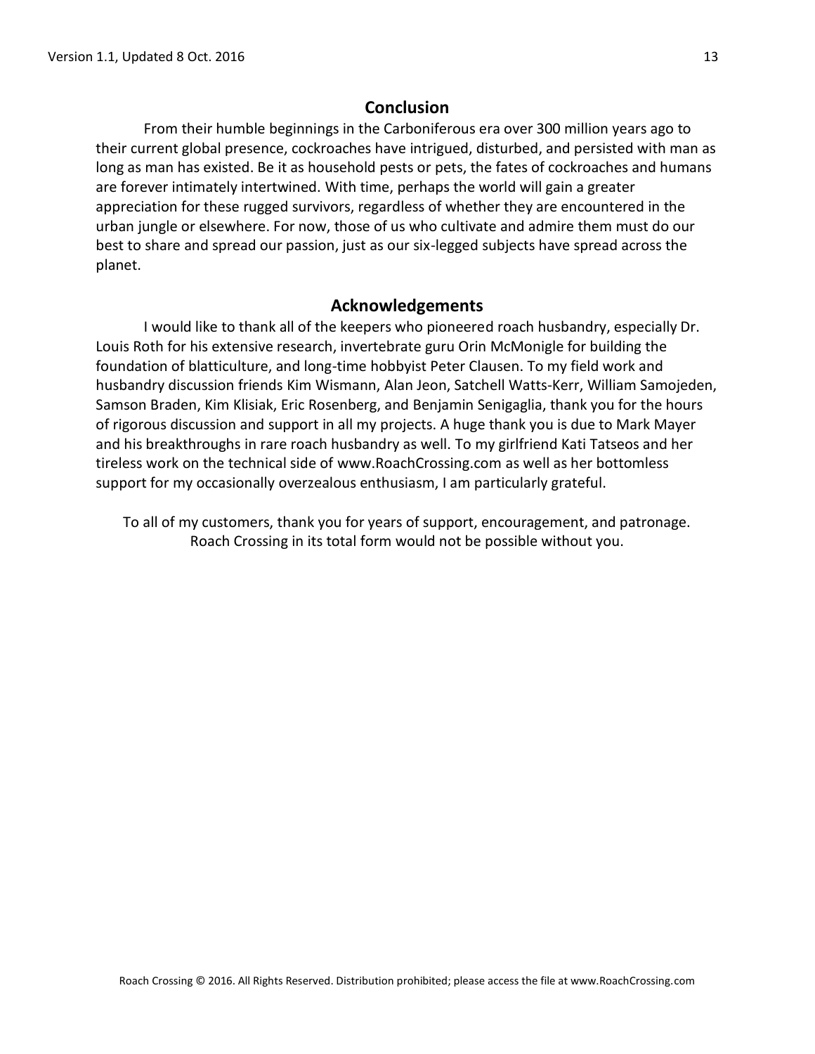## Conclusion

From their humble beginnings in the Carboniferous era over 300 million years ago to their current global presence, cockroaches have intrigued, disturbed, and persisted with man as long as man has existed. Be it as household pests or pets, the fates of cockroaches and humans are forever intimately intertwined. With time, perhaps the world will gain a greater appreciation for these rugged survivors, regardless of whether they are encountered in the urban jungle or elsewhere. For now, those of us who cultivate and admire them must do our best to share and spread our passion, just as our six-legged subjects have spread across the planet.

## Acknowledgements

I would like to thank all of the keepers who pioneered roach husbandry, especially Dr. Louis Roth for his extensive research, invertebrate guru Orin McMonigle for building the foundation of blatticulture, and long-time hobbyist Peter Clausen. To my field work and husbandry discussion friends Kim Wismann, Alan Jeon, Satchell Watts-Kerr, William Samojeden, Samson Braden, Kim Klisiak, Eric Rosenberg, and Benjamin Senigaglia, thank you for the hours of rigorous discussion and support in all my projects. A huge thank you is due to Mark Mayer and his breakthroughs in rare roach husbandry as well. To my girlfriend Kati Tatseos and her tireless work on the technical side of www.RoachCrossing.com as well as her bottomless support for my occasionally overzealous enthusiasm, I am particularly grateful.

To all of my customers, thank you for years of support, encouragement, and patronage. Roach Crossing in its total form would not be possible without you.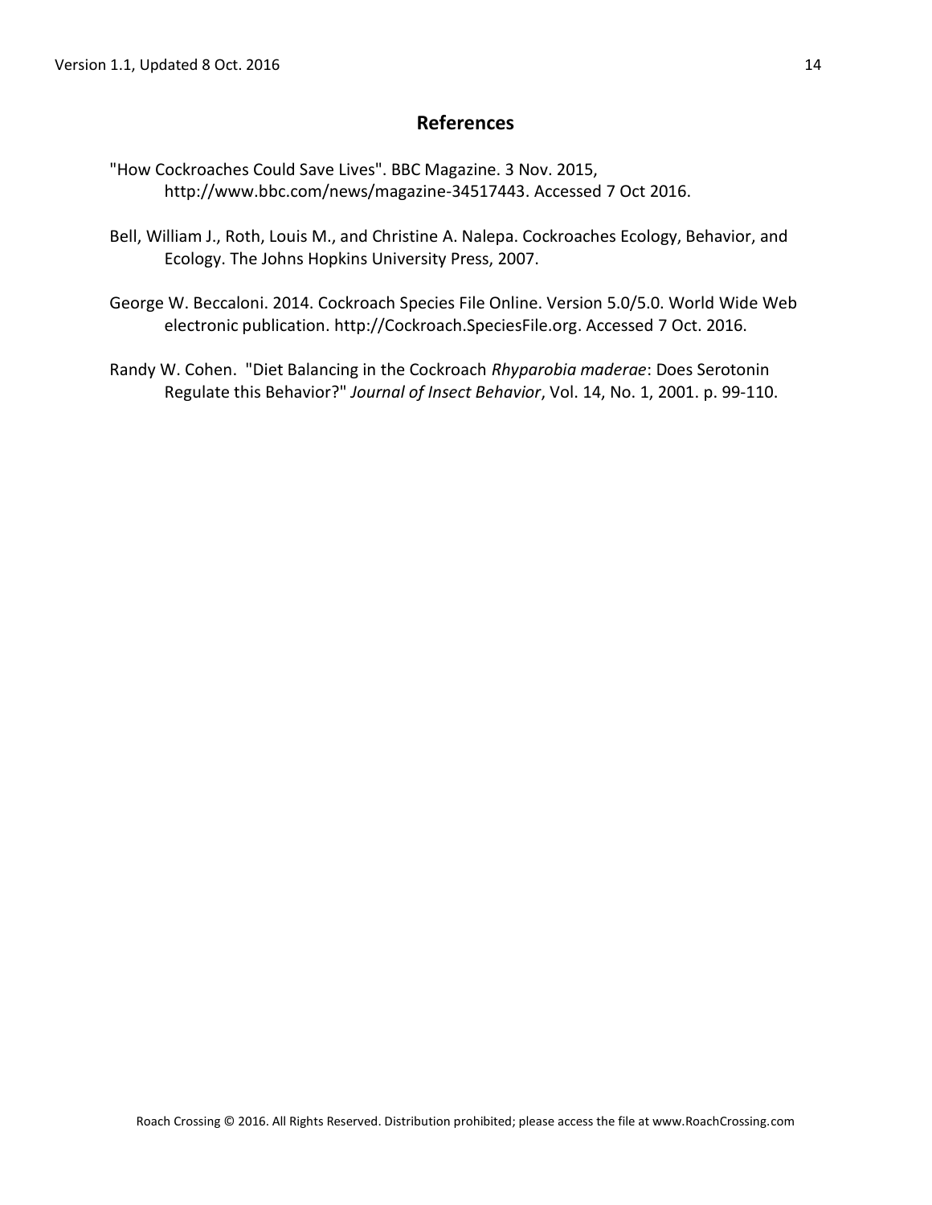## References

"How Cockroaches Could Save Lives". BBC Magazine. 3 Nov. 2015, http://www.bbc.com/news/magazine-34517443. Accessed 7 Oct 2016.

Bell, William J., Roth, Louis M., and Christine A. Nalepa. Cockroaches Ecology, Behavior, and Ecology. The Johns Hopkins University Press, 2007.

George W. Beccaloni. 2014. Cockroach Species File Online. Version 5.0/5.0. World Wide Web electronic publication. http://Cockroach.SpeciesFile.org. Accessed 7 Oct. 2016.

Randy W. Cohen. "Diet Balancing in the Cockroach *Rhyparobia maderae*: Does Serotonin Regulate this Behavior?" *Journal of Insect Behavior*, Vol. 14, No. 1, 2001. p. 99-110.